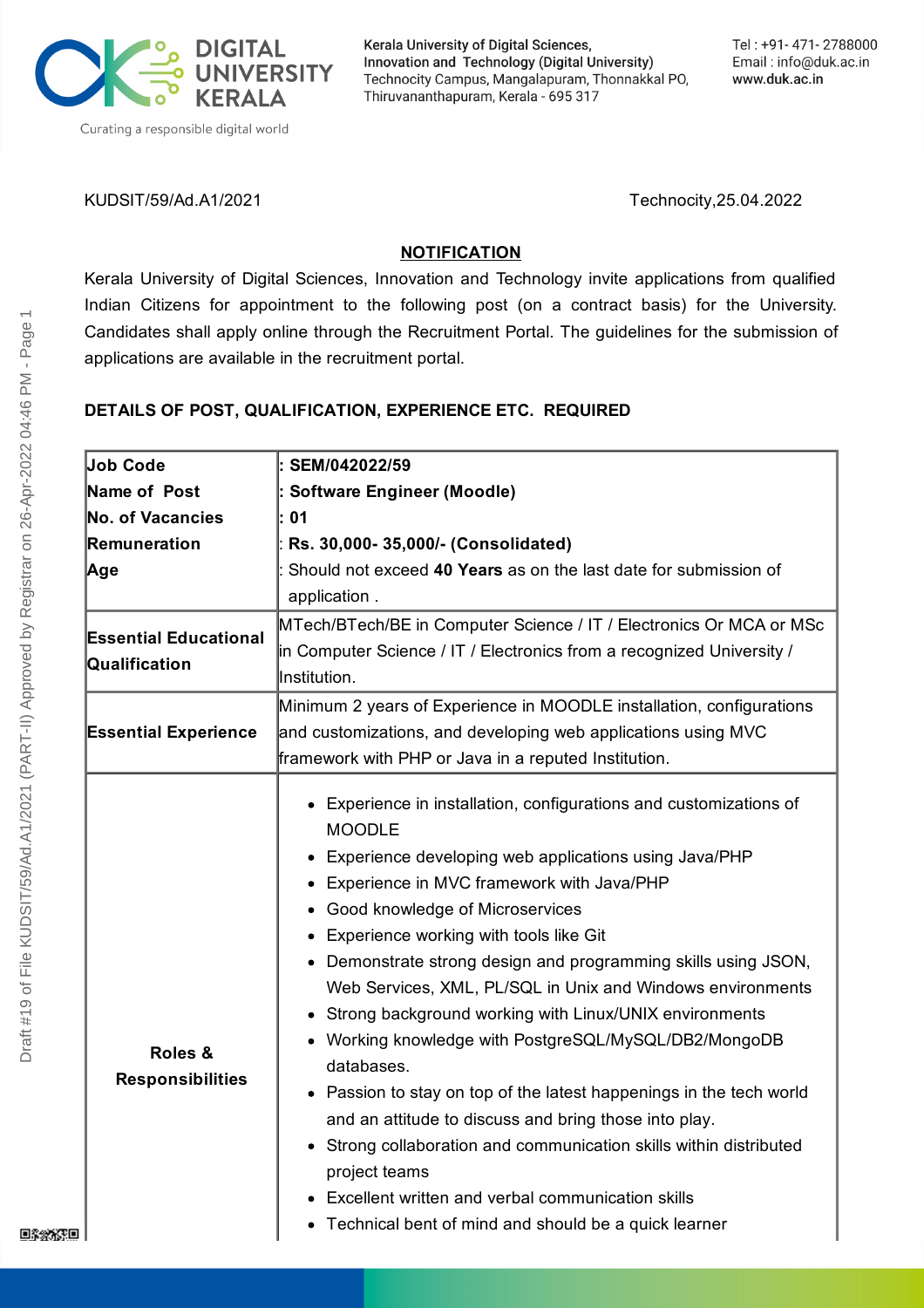Kerala University of Digital Sciences, Innovation and Technology (Digital University)
Technocity Campus, Mangalapuram, Thonnakkal PO, Thiruvananthapuram, Kerala - 695 317

Tel : +91- 471- 2788000
Email : info@duk.ac.in
www.duk.ac.in

KUDSIT/59/Ad.A1/2021 Technocity,25.04.2022

## NOTIFICATION

Kerala University of Digital Sciences, Innovation and Technology invite applications from qualified Indian Citizens for appointment to the following post (on a contract basis) for the University. Candidates shall apply online through the Recruitment Portal. The guidelines for the submission of applications are available in the recruitment portal.

**DETAILS OF POST, QUALIFICATION, EXPERIENCE ETC. REQUIRED**

| | |
|---|---|
| **Job Code** | **: SEM/042022/59** |
| **Name of Post** | **: Software Engineer (Moodle)** |
| **No. of Vacancies** | **: 01** |
| **Remuneration** | : **Rs. 30,000- 35,000/- (Consolidated)** |
| **Age** | : Should not exceed **40 Years** as on the last date for submission of application . |
| **Essential Educational Qualification** | MTech/BTech/BE in Computer Science / IT / Electronics Or MCA or MSc in Computer Science / IT / Electronics from a recognized University / Institution. |
| **Essential Experience** | Minimum 2 years of Experience in MOODLE installation, configurations and customizations, and developing web applications using MVC framework with PHP or Java in a reputed Institution. |
| **Roles & Responsibilities** | • Experience in installation, configurations and customizations of MOODLE<br>• Experience developing web applications using Java/PHP<br>• Experience in MVC framework with Java/PHP<br>• Good knowledge of Microservices<br>• Experience working with tools like Git<br>• Demonstrate strong design and programming skills using JSON, Web Services, XML, PL/SQL in Unix and Windows environments<br>• Strong background working with Linux/UNIX environments<br>• Working knowledge with PostgreSQL/MySQL/DB2/MongoDB databases.<br>• Passion to stay on top of the latest happenings in the tech world and an attitude to discuss and bring those into play.<br>• Strong collaboration and communication skills within distributed project teams<br>• Excellent written and verbal communication skills<br>• Technical bent of mind and should be a quick learner |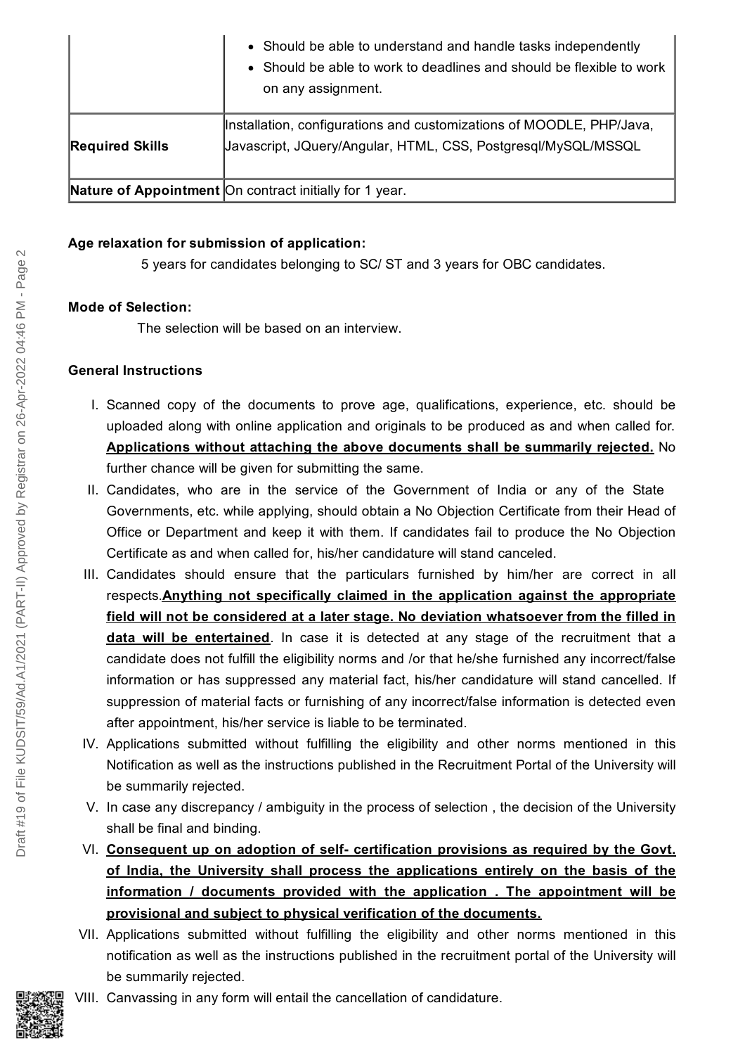| | |
|---|---|
| | • Should be able to understand and handle tasks independently<br>• Should be able to work to deadlines and should be flexible to work on any assignment. |
| **Required Skills** | Installation, configurations and customizations of MOODLE, PHP/Java, Javascript, JQuery/Angular, HTML, CSS, Postgresql/MySQL/MSSQL |
| **Nature of Appointment** | On contract initially for 1 year. |

**Age relaxation for submission of application:**

5 years for candidates belonging to SC/ ST and 3 years for OBC candidates.

**Mode of Selection:**

The selection will be based on an interview.

**General Instructions**

I. Scanned copy of the documents to prove age, qualifications, experience, etc. should be uploaded along with online application and originals to be produced as and when called for. **Applications without attaching the above documents shall be summarily rejected.** No further chance will be given for submitting the same.

II. Candidates, who are in the service of the Government of India or any of the State Governments, etc. while applying, should obtain a No Objection Certificate from their Head of Office or Department and keep it with them. If candidates fail to produce the No Objection Certificate as and when called for, his/her candidature will stand canceled.

III. Candidates should ensure that the particulars furnished by him/her are correct in all respects.**Anything not specifically claimed in the application against the appropriate field will not be considered at a later stage. No deviation whatsoever from the filled in data will be entertained**. In case it is detected at any stage of the recruitment that a candidate does not fulfill the eligibility norms and /or that he/she furnished any incorrect/false information or has suppressed any material fact, his/her candidature will stand cancelled. If suppression of material facts or furnishing of any incorrect/false information is detected even after appointment, his/her service is liable to be terminated.

IV. Applications submitted without fulfilling the eligibility and other norms mentioned in this Notification as well as the instructions published in the Recruitment Portal of the University will be summarily rejected.

V. In case any discrepancy / ambiguity in the process of selection , the decision of the University shall be final and binding.

VI. **Consequent up on adoption of self- certification provisions as required by the Govt. of India, the University shall process the applications entirely on the basis of the information / documents provided with the application . The appointment will be provisional and subject to physical verification of the documents.**

VII. Applications submitted without fulfilling the eligibility and other norms mentioned in this notification as well as the instructions published in the recruitment portal of the University will be summarily rejected.

VIII. Canvassing in any form will entail the cancellation of candidature.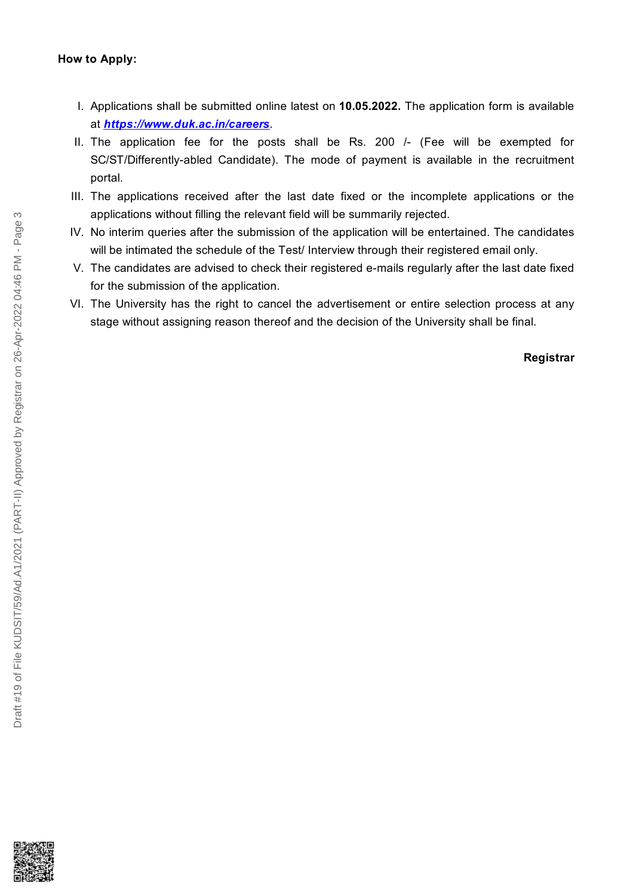**How to Apply:**

I. Applications shall be submitted online latest on **10.05.2022.** The application form is available at ***https://www.duk.ac.in/careers***.

II. The application fee for the posts shall be Rs. 200 /- (Fee will be exempted for SC/ST/Differently-abled Candidate). The mode of payment is available in the recruitment portal.

III. The applications received after the last date fixed or the incomplete applications or the applications without filling the relevant field will be summarily rejected.

IV. No interim queries after the submission of the application will be entertained. The candidates will be intimated the schedule of the Test/ Interview through their registered email only.

V. The candidates are advised to check their registered e-mails regularly after the last date fixed for the submission of the application.

VI. The University has the right to cancel the advertisement or entire selection process at any stage without assigning reason thereof and the decision of the University shall be final.

**Registrar**

Draft #19 of File KUDSIT/59/Ad.A1/2021 (PART-II) Approved by Registrar on 26-Apr-2022 04:46 PM